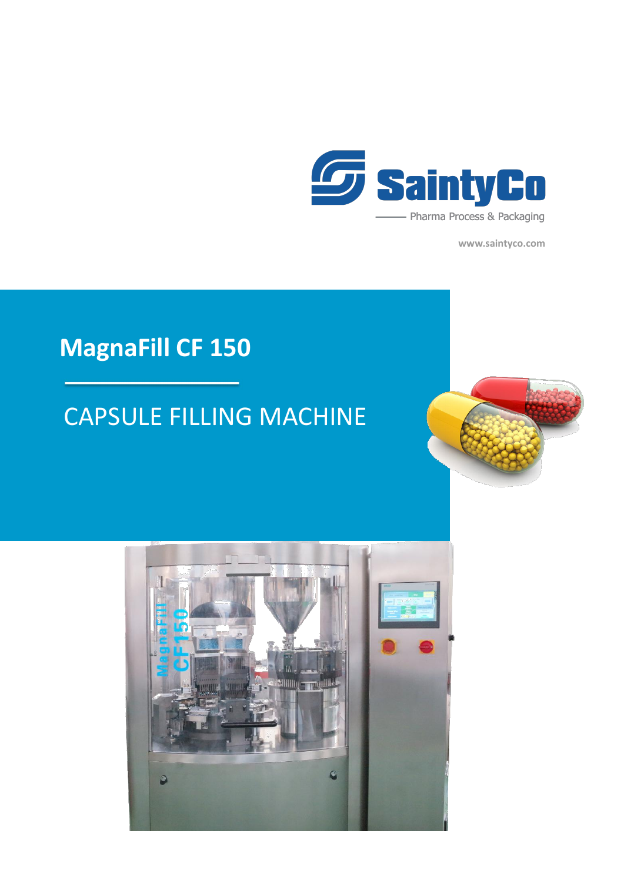SaintyCo

Pharma Process & Packaging

www.saintyco.com

# MagnaFill CF 150

## CAPSULE FILLING MACHINE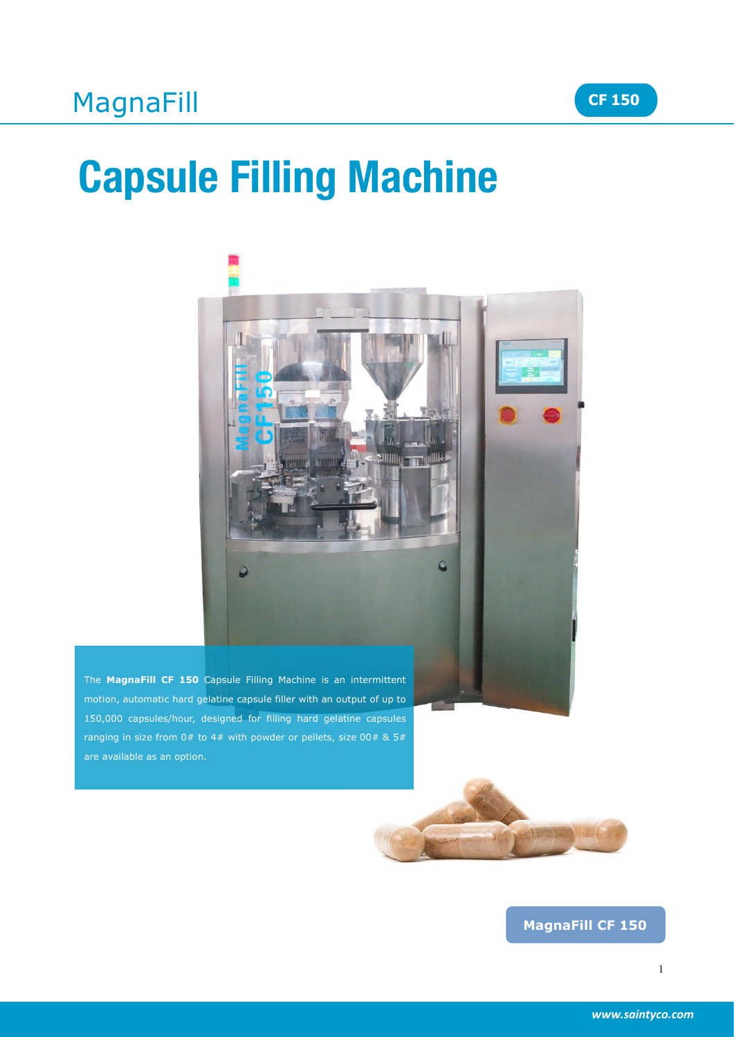MagnaFill

CF 150

# Capsule Filling Machine

The **MagnaFill CF 150** Capsule Filling Machine is an intermittent motion, automatic hard gelatine capsule filler with an output of up to 150,000 capsules/hour, designed for filling hard gelatine capsules ranging in size from 0# to 4# with powder or pellets, size 00# & 5# are available as an option.

MagnaFill CF 150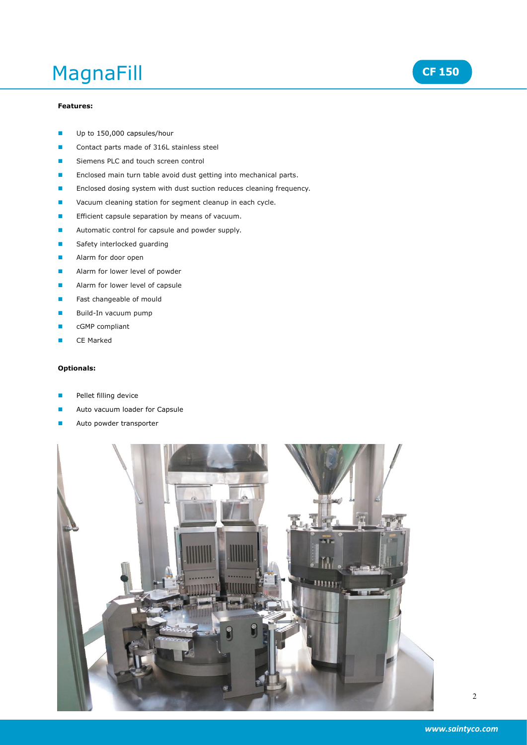# MagnaFill

**CF 150**

**Features:**

- Up to 150,000 capsules/hour
- Contact parts made of 316L stainless steel
- Siemens PLC and touch screen control
- Enclosed main turn table avoid dust getting into mechanical parts.
- Enclosed dosing system with dust suction reduces cleaning frequency.
- Vacuum cleaning station for segment cleanup in each cycle.
- Efficient capsule separation by means of vacuum.
- Automatic control for capsule and powder supply.
- Safety interlocked guarding
- Alarm for door open
- Alarm for lower level of powder
- Alarm for lower level of capsule
- Fast changeable of mould
- Build-In vacuum pump
- cGMP compliant
- CE Marked

**Optionals:**

- Pellet filling device
- Auto vacuum loader for Capsule
- Auto powder transporter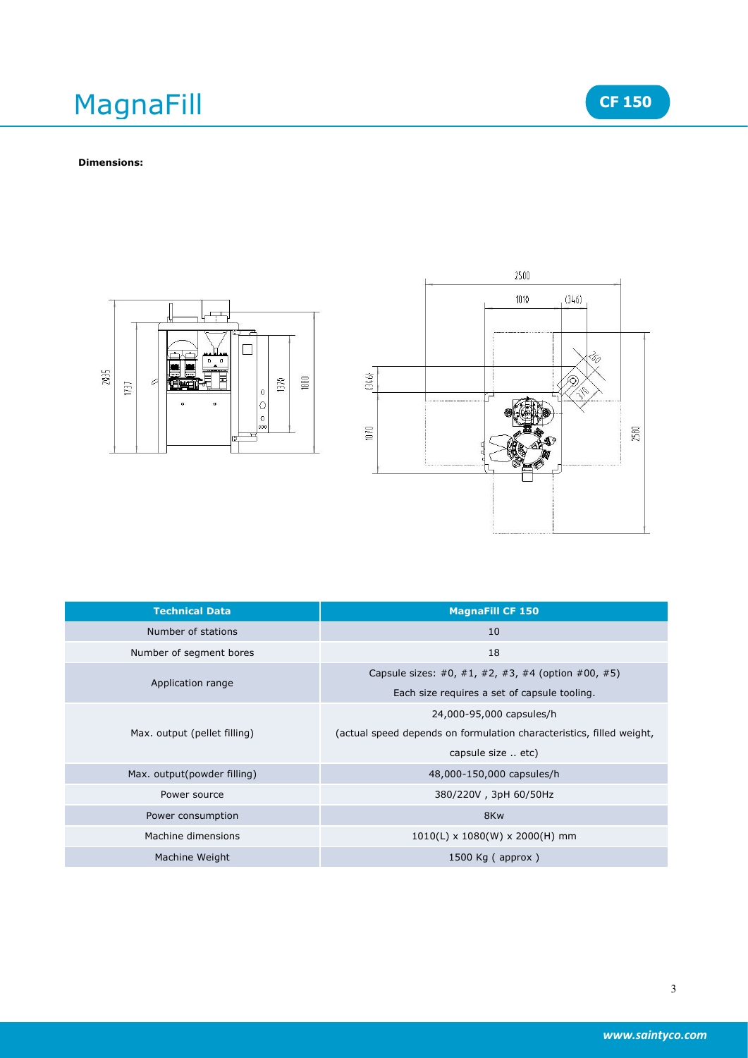# MagnaFill

**CF 150**

**Dimensions:**

| Technical Data | MagnaFill CF 150 |
|---|---|
| Number of stations | 10 |
| Number of segment bores | 18 |
| Application range | Capsule sizes: #0, #1, #2, #3, #4 (option #00, #5)<br>Each size requires a set of capsule tooling. |
| Max. output (pellet filling) | 24,000-95,000 capsules/h<br>(actual speed depends on formulation characteristics, filled weight, capsule size .. etc) |
| Max. output(powder filling) | 48,000-150,000 capsules/h |
| Power source | 380/220V , 3pH 60/50Hz |
| Power consumption | 8Kw |
| Machine dimensions | 1010(L) x 1080(W) x 2000(H) mm |
| Machine Weight | 1500 Kg ( approx ) |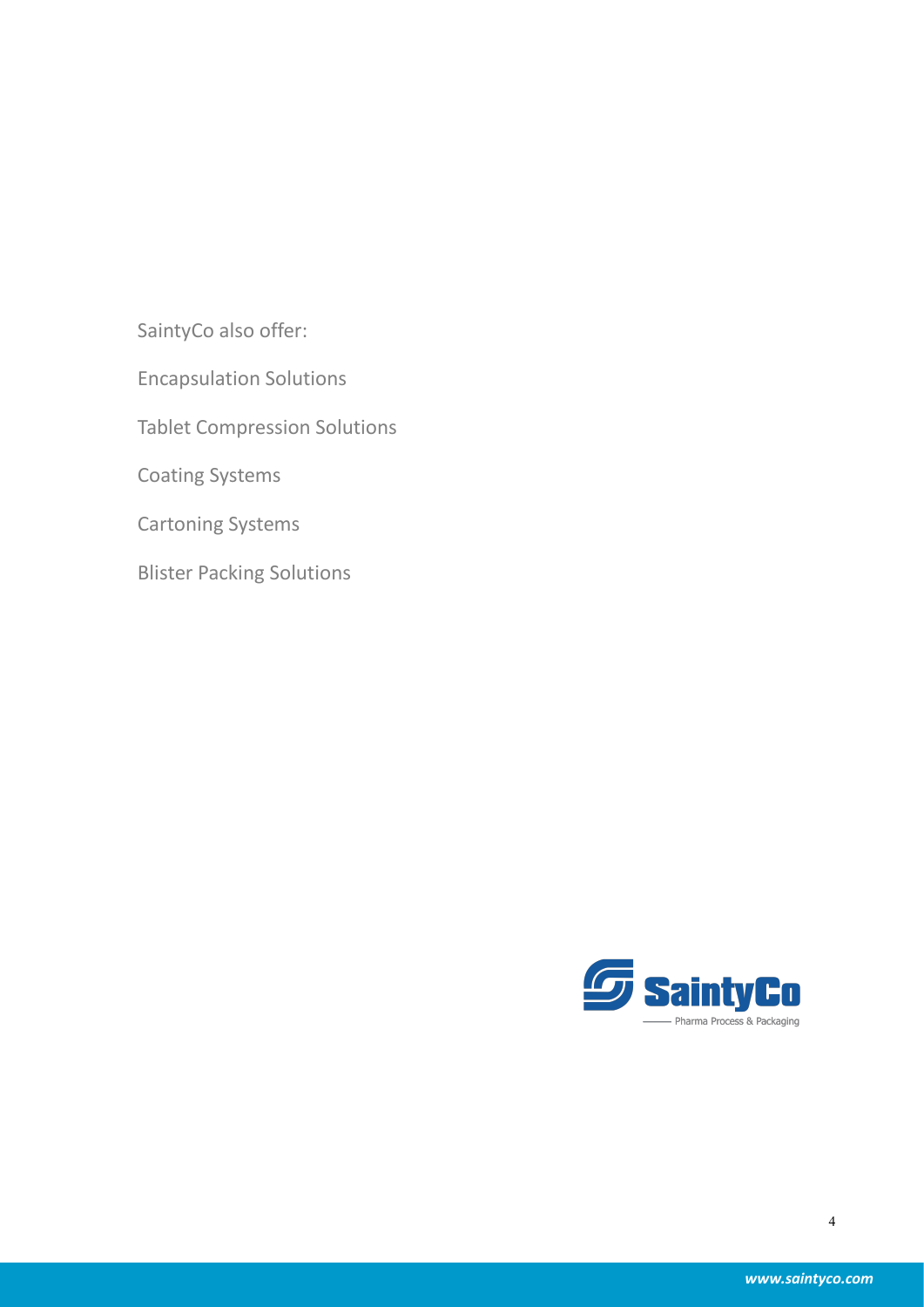SaintyCo also offer:

Encapsulation Solutions

Tablet Compression Solutions

Coating Systems

Cartoning Systems

Blister Packing Solutions

SaintyCo

Pharma Process & Packaging

*www.saintyco.com*